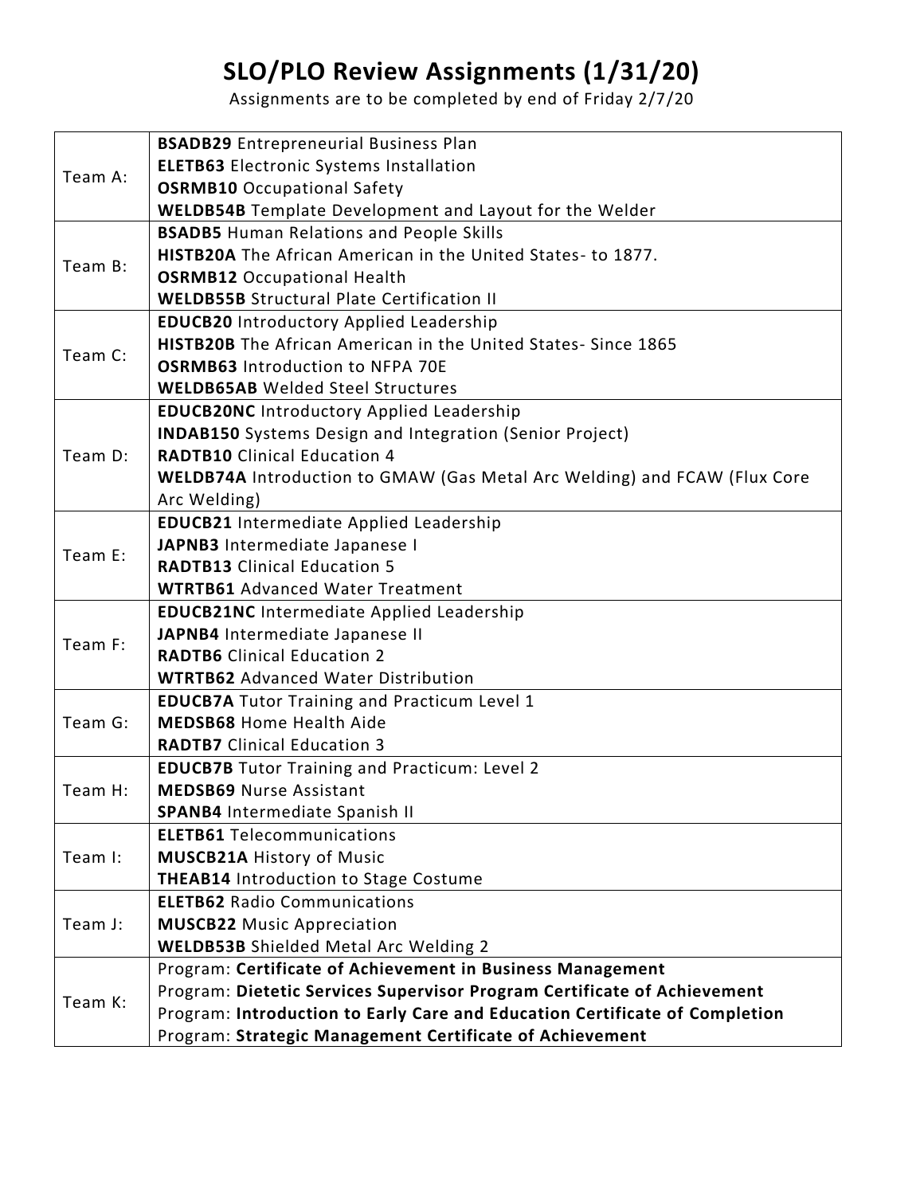# SLO/PLO Review Assignments (1/31/20)

Assignments are to be completed by end of Friday 2/7/20

| Team | Assignments |
|---|---|
| Team A: | **BSADB29** Entrepreneurial Business Plan<br>**ELETB63** Electronic Systems Installation<br>**OSRMB10** Occupational Safety<br>**WELDB54B** Template Development and Layout for the Welder |
| Team B: | **BSADB5** Human Relations and People Skills<br>**HISTB20A** The African American in the United States- to 1877.<br>**OSRMB12** Occupational Health<br>**WELDB55B** Structural Plate Certification II |
| Team C: | **EDUCB20** Introductory Applied Leadership<br>**HISTB20B** The African American in the United States- Since 1865<br>**OSRMB63** Introduction to NFPA 70E<br>**WELDB65AB** Welded Steel Structures |
| Team D: | **EDUCB20NC** Introductory Applied Leadership<br>**INDAB150** Systems Design and Integration (Senior Project)<br>**RADTB10** Clinical Education 4<br>**WELDB74A** Introduction to GMAW (Gas Metal Arc Welding) and FCAW (Flux Core Arc Welding) |
| Team E: | **EDUCB21** Intermediate Applied Leadership<br>**JAPNB3** Intermediate Japanese I<br>**RADTB13** Clinical Education 5<br>**WTRTB61** Advanced Water Treatment |
| Team F: | **EDUCB21NC** Intermediate Applied Leadership<br>**JAPNB4** Intermediate Japanese II<br>**RADTB6** Clinical Education 2<br>**WTRTB62** Advanced Water Distribution |
| Team G: | **EDUCB7A** Tutor Training and Practicum Level 1<br>**MEDSB68** Home Health Aide<br>**RADTB7** Clinical Education 3 |
| Team H: | **EDUCB7B** Tutor Training and Practicum: Level 2<br>**MEDSB69** Nurse Assistant<br>**SPANB4** Intermediate Spanish II |
| Team I: | **ELETB61** Telecommunications<br>**MUSCB21A** History of Music<br>**THEAB14** Introduction to Stage Costume |
| Team J: | **ELETB62** Radio Communications<br>**MUSCB22** Music Appreciation<br>**WELDB53B** Shielded Metal Arc Welding 2 |
| Team K: | Program: **Certificate of Achievement in Business Management**<br>Program: **Dietetic Services Supervisor Program Certificate of Achievement**<br>Program: **Introduction to Early Care and Education Certificate of Completion**<br>Program: **Strategic Management Certificate of Achievement** |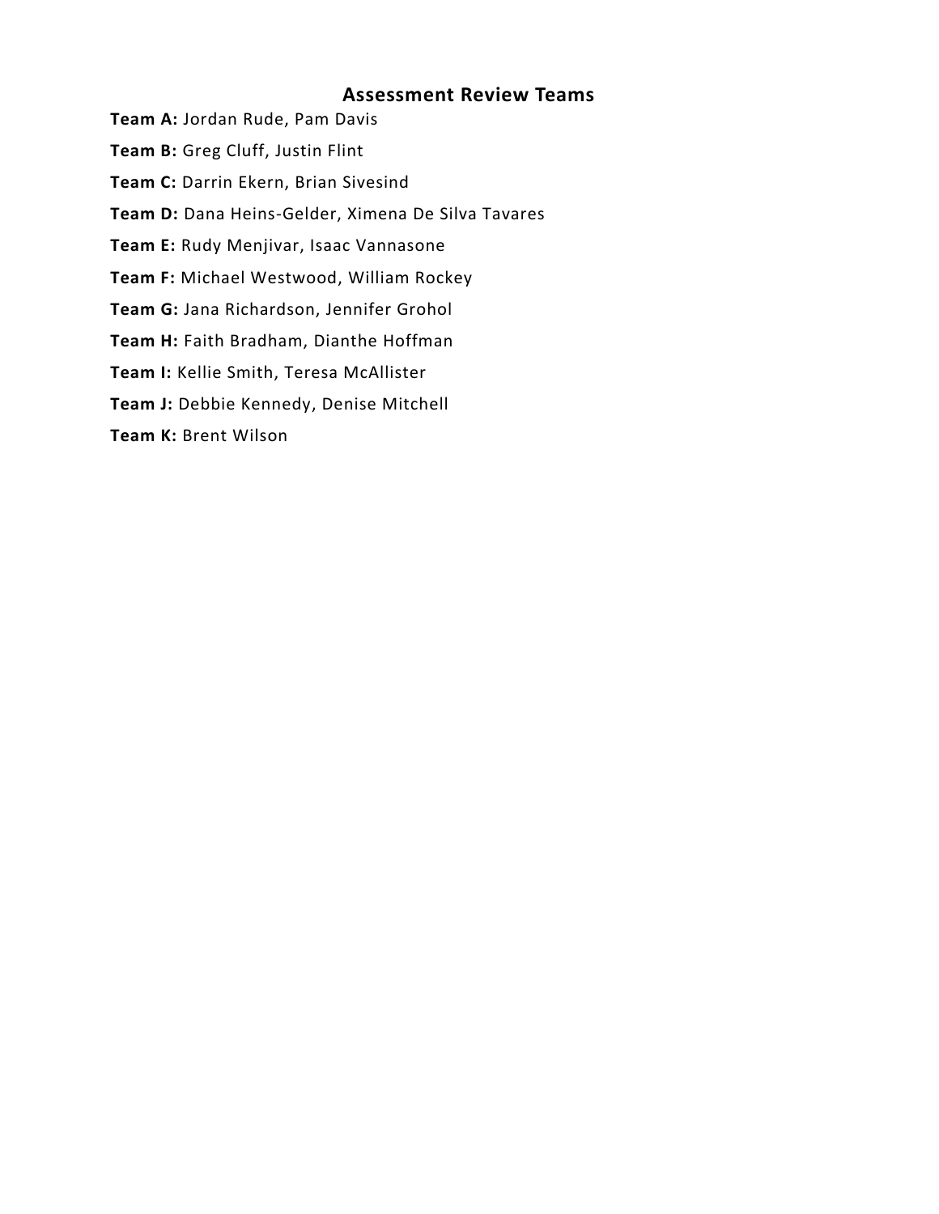## Assessment Review Teams

**Team A:** Jordan Rude, Pam Davis

**Team B:** Greg Cluff, Justin Flint

**Team C:** Darrin Ekern, Brian Sivesind

**Team D:** Dana Heins-Gelder, Ximena De Silva Tavares

**Team E:** Rudy Menjivar, Isaac Vannasone

**Team F:** Michael Westwood, William Rockey

**Team G:** Jana Richardson, Jennifer Grohol

**Team H:** Faith Bradham, Dianthe Hoffman

**Team I:** Kellie Smith, Teresa McAllister

**Team J:** Debbie Kennedy, Denise Mitchell

**Team K:** Brent Wilson